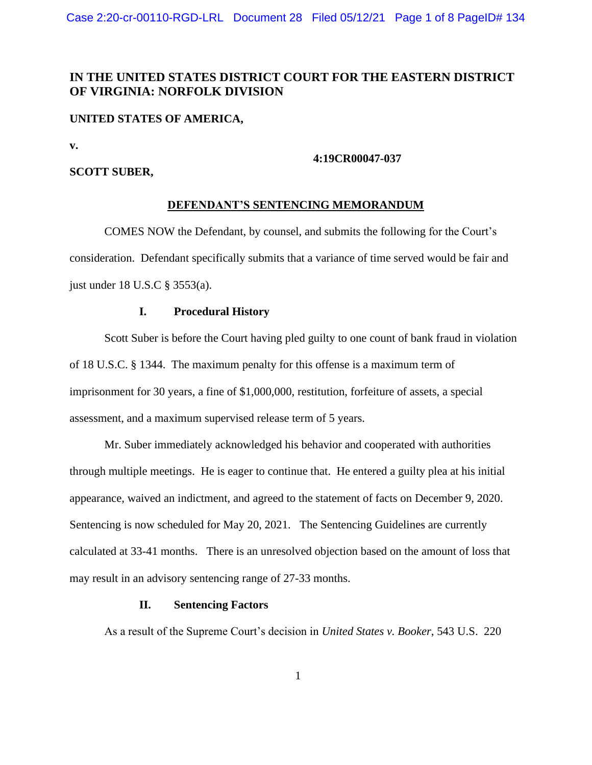**IN THE UNITED STATES DISTRICT COURT FOR THE EASTERN DISTRICT OF VIRGINIA: NORFOLK DIVISION**

**UNITED STATES OF AMERICA,**

**v.**

**4:19CR00047-037**

**SCOTT SUBER,**

## DEFENDANT'S SENTENCING MEMORANDUM

COMES NOW the Defendant, by counsel, and submits the following for the Court's consideration. Defendant specifically submits that a variance of time served would be fair and just under 18 U.S.C § 3553(a).

### I. Procedural History

Scott Suber is before the Court having pled guilty to one count of bank fraud in violation of 18 U.S.C. § 1344. The maximum penalty for this offense is a maximum term of imprisonment for 30 years, a fine of $1,000,000, restitution, forfeiture of assets, a special assessment, and a maximum supervised release term of 5 years.

Mr. Suber immediately acknowledged his behavior and cooperated with authorities through multiple meetings. He is eager to continue that. He entered a guilty plea at his initial appearance, waived an indictment, and agreed to the statement of facts on December 9, 2020. Sentencing is now scheduled for May 20, 2021. The Sentencing Guidelines are currently calculated at 33-41 months. There is an unresolved objection based on the amount of loss that may result in an advisory sentencing range of 27-33 months.

### II. Sentencing Factors

As a result of the Supreme Court's decision in *United States v. Booker*, 543 U.S. 220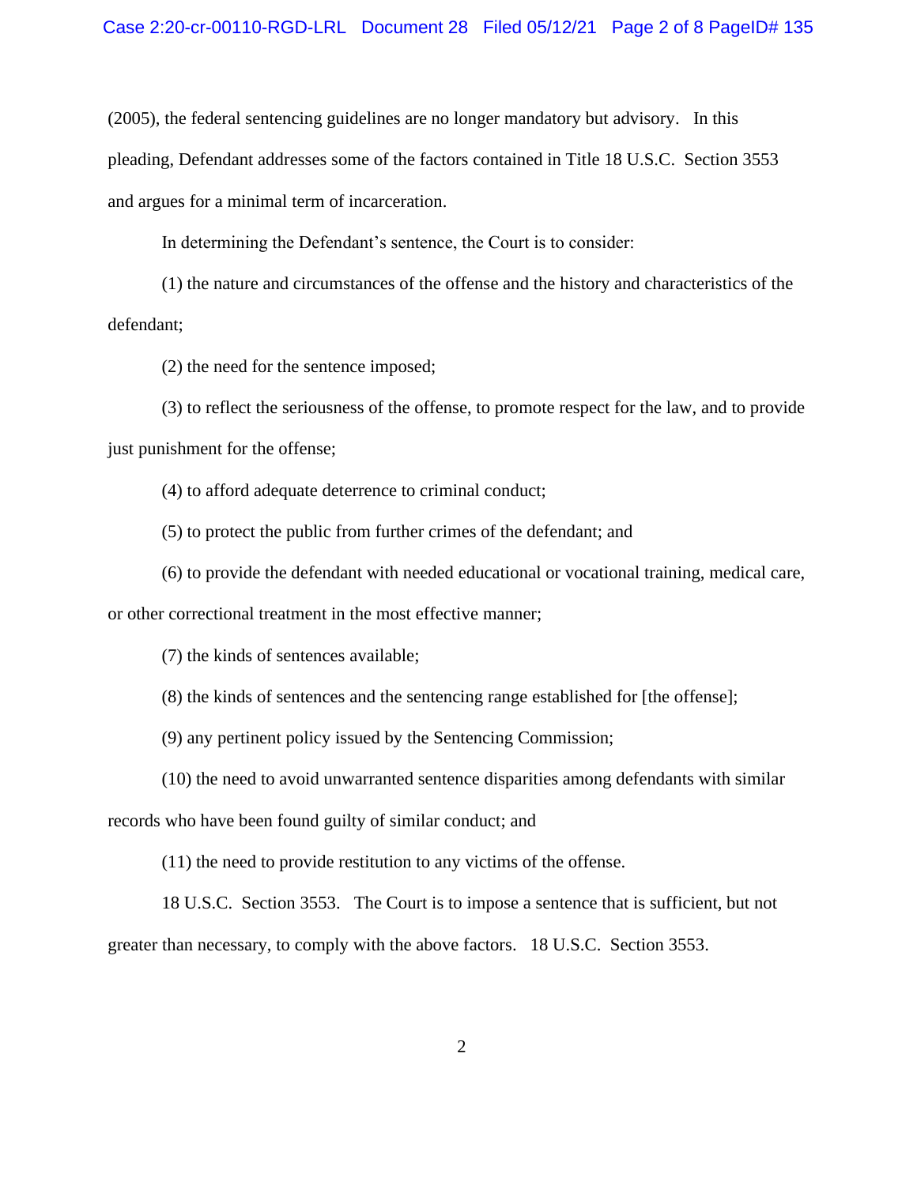(2005), the federal sentencing guidelines are no longer mandatory but advisory.   In this pleading, Defendant addresses some of the factors contained in Title 18 U.S.C.  Section 3553 and argues for a minimal term of incarceration.

In determining the Defendant's sentence, the Court is to consider:

(1) the nature and circumstances of the offense and the history and characteristics of the defendant;

(2) the need for the sentence imposed;

(3) to reflect the seriousness of the offense, to promote respect for the law, and to provide just punishment for the offense;

(4) to afford adequate deterrence to criminal conduct;

(5) to protect the public from further crimes of the defendant; and

(6) to provide the defendant with needed educational or vocational training, medical care, or other correctional treatment in the most effective manner;

(7) the kinds of sentences available;

(8) the kinds of sentences and the sentencing range established for [the offense];

(9) any pertinent policy issued by the Sentencing Commission;

(10) the need to avoid unwarranted sentence disparities among defendants with similar records who have been found guilty of similar conduct; and

(11) the need to provide restitution to any victims of the offense.

18 U.S.C.  Section 3553.   The Court is to impose a sentence that is sufficient, but not greater than necessary, to comply with the above factors.   18 U.S.C.  Section 3553.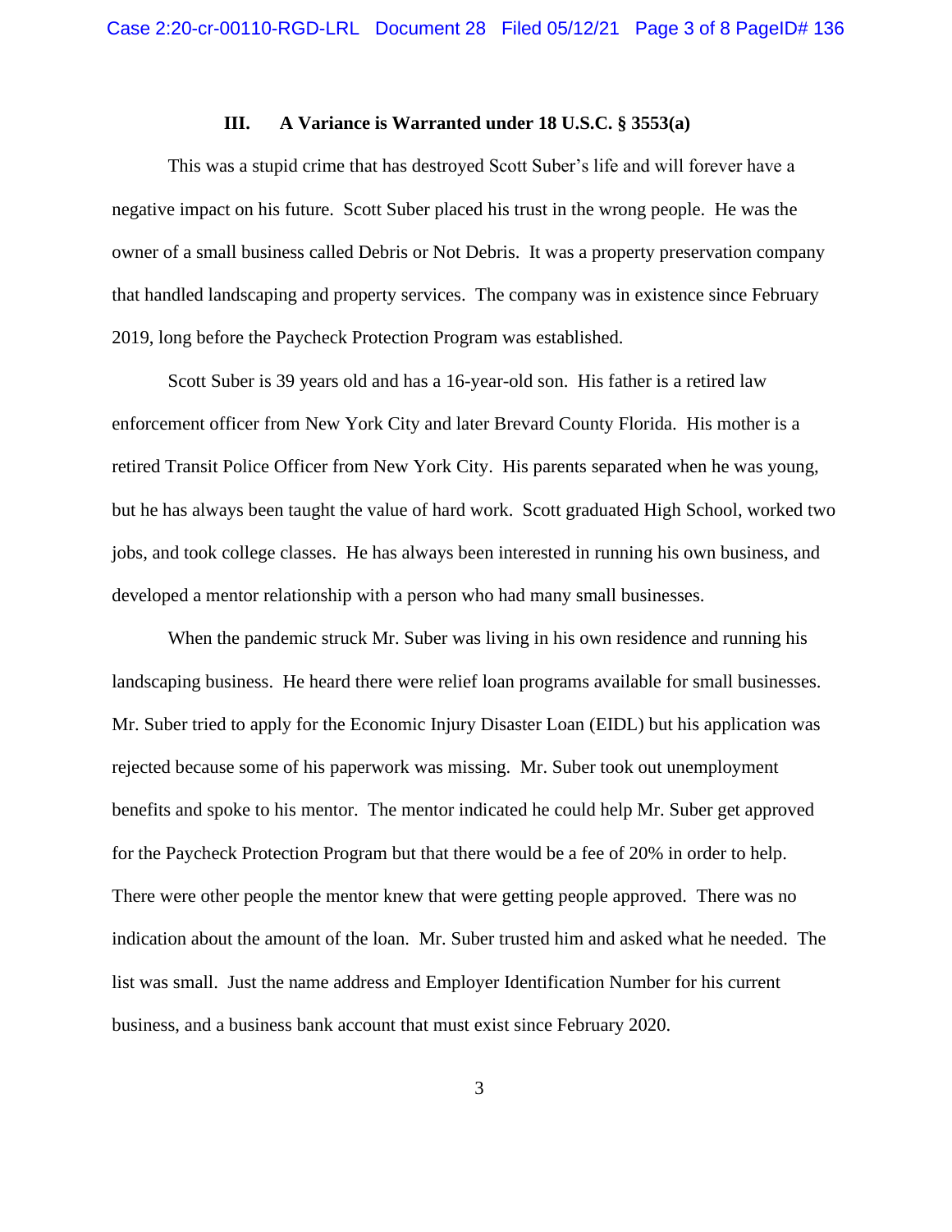### III. A Variance is Warranted under 18 U.S.C. § 3553(a)

This was a stupid crime that has destroyed Scott Suber's life and will forever have a negative impact on his future. Scott Suber placed his trust in the wrong people. He was the owner of a small business called Debris or Not Debris. It was a property preservation company that handled landscaping and property services. The company was in existence since February 2019, long before the Paycheck Protection Program was established.

Scott Suber is 39 years old and has a 16-year-old son. His father is a retired law enforcement officer from New York City and later Brevard County Florida. His mother is a retired Transit Police Officer from New York City. His parents separated when he was young, but he has always been taught the value of hard work. Scott graduated High School, worked two jobs, and took college classes. He has always been interested in running his own business, and developed a mentor relationship with a person who had many small businesses.

When the pandemic struck Mr. Suber was living in his own residence and running his landscaping business. He heard there were relief loan programs available for small businesses. Mr. Suber tried to apply for the Economic Injury Disaster Loan (EIDL) but his application was rejected because some of his paperwork was missing. Mr. Suber took out unemployment benefits and spoke to his mentor. The mentor indicated he could help Mr. Suber get approved for the Paycheck Protection Program but that there would be a fee of 20% in order to help. There were other people the mentor knew that were getting people approved. There was no indication about the amount of the loan. Mr. Suber trusted him and asked what he needed. The list was small. Just the name address and Employer Identification Number for his current business, and a business bank account that must exist since February 2020.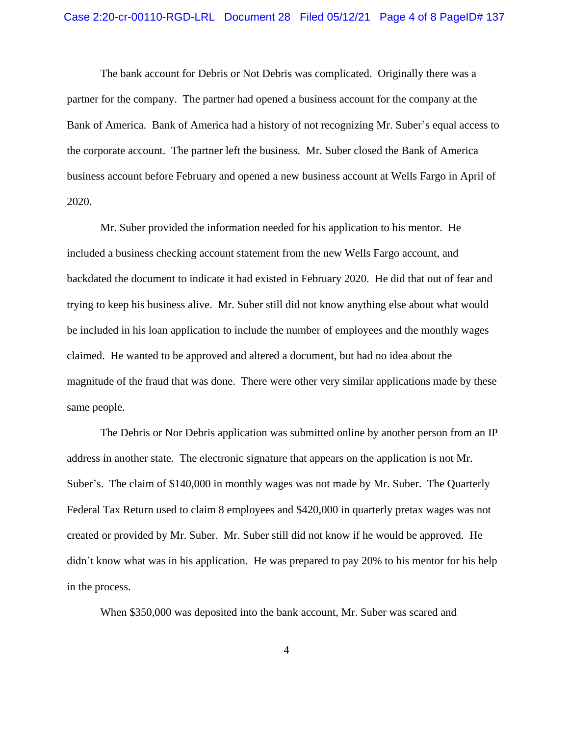The bank account for Debris or Not Debris was complicated. Originally there was a partner for the company. The partner had opened a business account for the company at the Bank of America. Bank of America had a history of not recognizing Mr. Suber's equal access to the corporate account. The partner left the business. Mr. Suber closed the Bank of America business account before February and opened a new business account at Wells Fargo in April of 2020.

Mr. Suber provided the information needed for his application to his mentor. He included a business checking account statement from the new Wells Fargo account, and backdated the document to indicate it had existed in February 2020. He did that out of fear and trying to keep his business alive. Mr. Suber still did not know anything else about what would be included in his loan application to include the number of employees and the monthly wages claimed. He wanted to be approved and altered a document, but had no idea about the magnitude of the fraud that was done. There were other very similar applications made by these same people.

The Debris or Nor Debris application was submitted online by another person from an IP address in another state. The electronic signature that appears on the application is not Mr. Suber's. The claim of $140,000 in monthly wages was not made by Mr. Suber. The Quarterly Federal Tax Return used to claim 8 employees and $420,000 in quarterly pretax wages was not created or provided by Mr. Suber. Mr. Suber still did not know if he would be approved. He didn't know what was in his application. He was prepared to pay 20% to his mentor for his help in the process.

When $350,000 was deposited into the bank account, Mr. Suber was scared and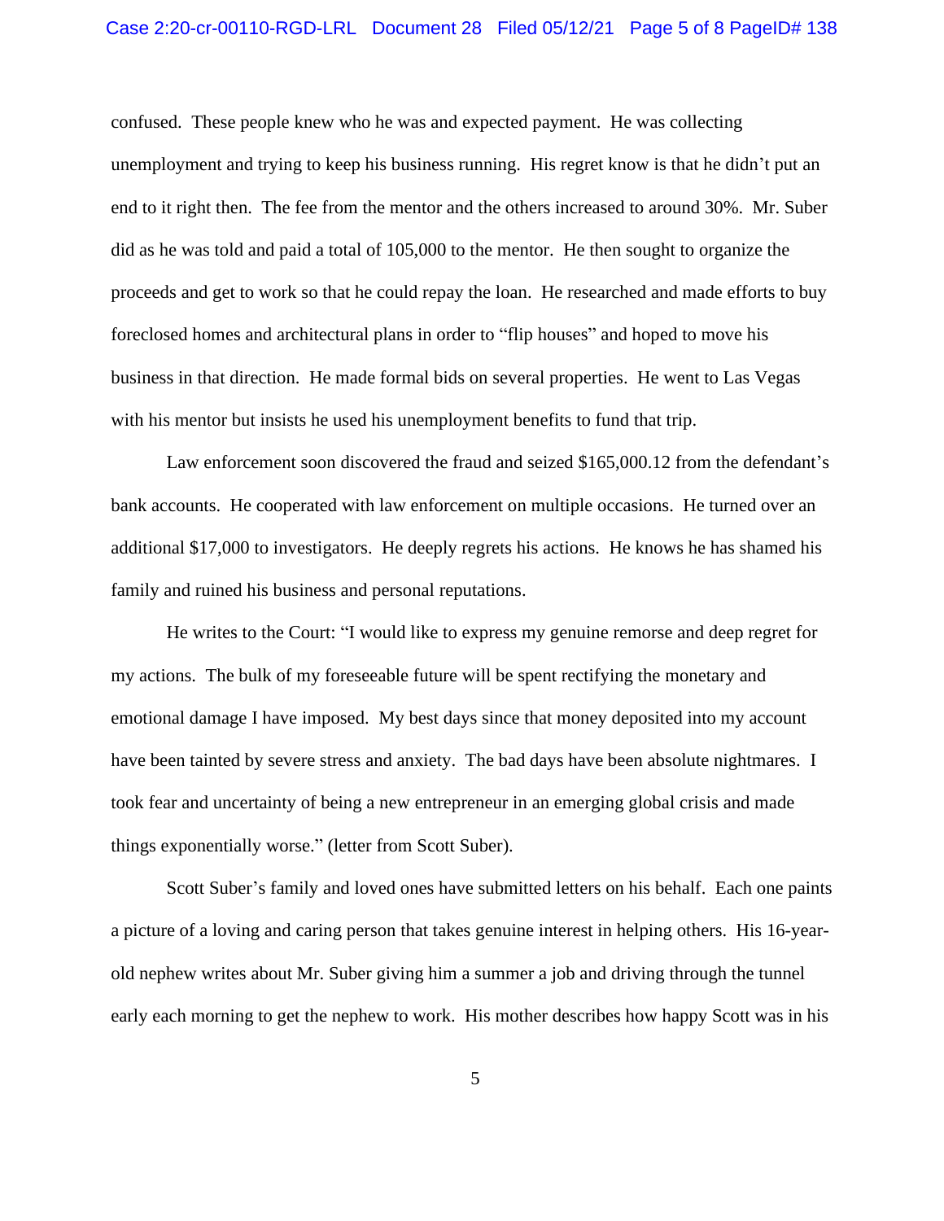confused. These people knew who he was and expected payment. He was collecting unemployment and trying to keep his business running. His regret know is that he didn't put an end to it right then. The fee from the mentor and the others increased to around 30%. Mr. Suber did as he was told and paid a total of 105,000 to the mentor. He then sought to organize the proceeds and get to work so that he could repay the loan. He researched and made efforts to buy foreclosed homes and architectural plans in order to "flip houses" and hoped to move his business in that direction. He made formal bids on several properties. He went to Las Vegas with his mentor but insists he used his unemployment benefits to fund that trip.

Law enforcement soon discovered the fraud and seized $165,000.12 from the defendant's bank accounts. He cooperated with law enforcement on multiple occasions. He turned over an additional $17,000 to investigators. He deeply regrets his actions. He knows he has shamed his family and ruined his business and personal reputations.

He writes to the Court: "I would like to express my genuine remorse and deep regret for my actions. The bulk of my foreseeable future will be spent rectifying the monetary and emotional damage I have imposed. My best days since that money deposited into my account have been tainted by severe stress and anxiety. The bad days have been absolute nightmares. I took fear and uncertainty of being a new entrepreneur in an emerging global crisis and made things exponentially worse." (letter from Scott Suber).

Scott Suber's family and loved ones have submitted letters on his behalf. Each one paints a picture of a loving and caring person that takes genuine interest in helping others. His 16-year-old nephew writes about Mr. Suber giving him a summer a job and driving through the tunnel early each morning to get the nephew to work. His mother describes how happy Scott was in his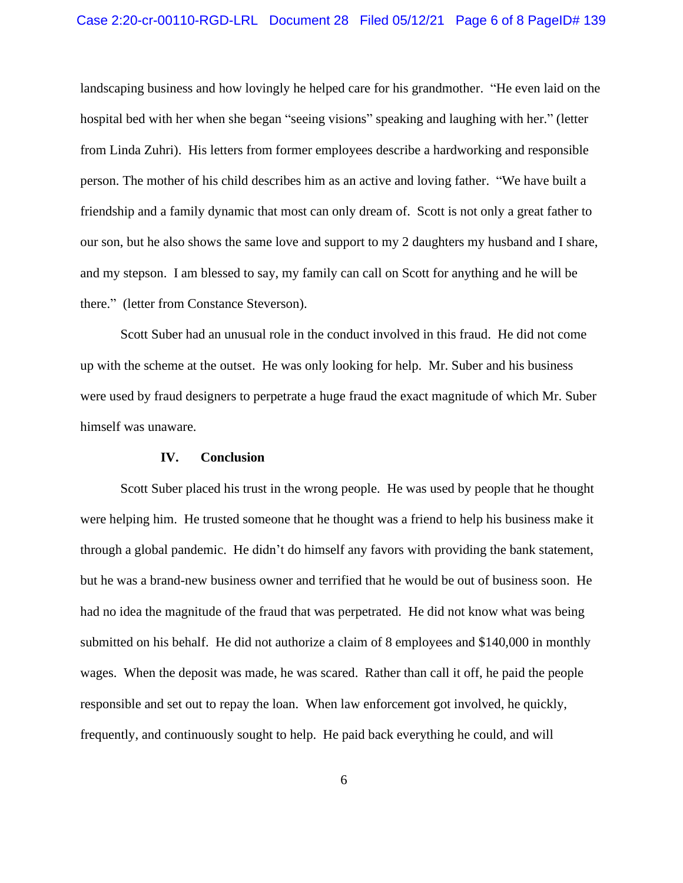landscaping business and how lovingly he helped care for his grandmother. "He even laid on the hospital bed with her when she began "seeing visions" speaking and laughing with her." (letter from Linda Zuhri). His letters from former employees describe a hardworking and responsible person. The mother of his child describes him as an active and loving father. "We have built a friendship and a family dynamic that most can only dream of. Scott is not only a great father to our son, but he also shows the same love and support to my 2 daughters my husband and I share, and my stepson. I am blessed to say, my family can call on Scott for anything and he will be there." (letter from Constance Steverson).

Scott Suber had an unusual role in the conduct involved in this fraud. He did not come up with the scheme at the outset. He was only looking for help. Mr. Suber and his business were used by fraud designers to perpetrate a huge fraud the exact magnitude of which Mr. Suber himself was unaware.

## IV. Conclusion

Scott Suber placed his trust in the wrong people. He was used by people that he thought were helping him. He trusted someone that he thought was a friend to help his business make it through a global pandemic. He didn't do himself any favors with providing the bank statement, but he was a brand-new business owner and terrified that he would be out of business soon. He had no idea the magnitude of the fraud that was perpetrated. He did not know what was being submitted on his behalf. He did not authorize a claim of 8 employees and $140,000 in monthly wages. When the deposit was made, he was scared. Rather than call it off, he paid the people responsible and set out to repay the loan. When law enforcement got involved, he quickly, frequently, and continuously sought to help. He paid back everything he could, and will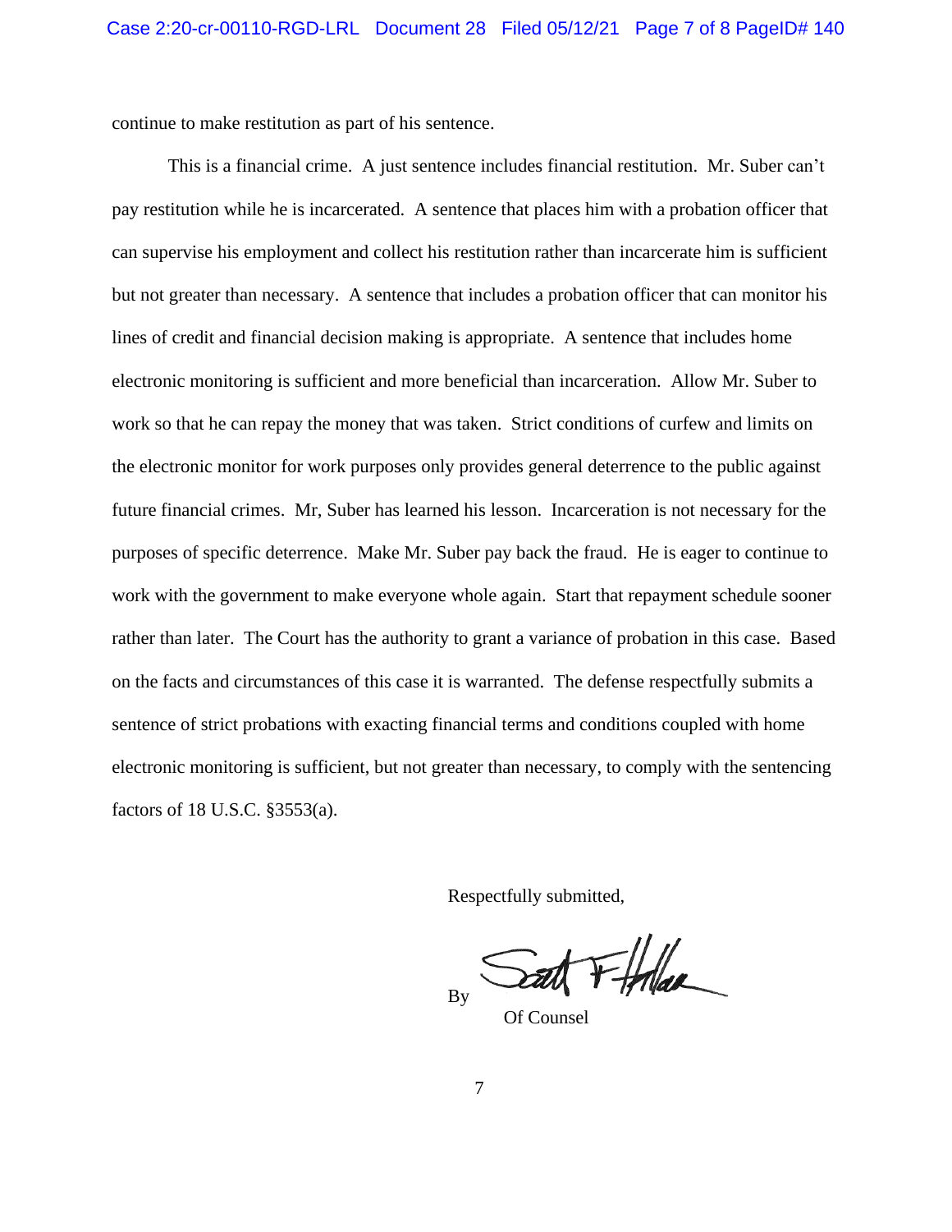continue to make restitution as part of his sentence.

This is a financial crime. A just sentence includes financial restitution. Mr. Suber can't pay restitution while he is incarcerated. A sentence that places him with a probation officer that can supervise his employment and collect his restitution rather than incarcerate him is sufficient but not greater than necessary. A sentence that includes a probation officer that can monitor his lines of credit and financial decision making is appropriate. A sentence that includes home electronic monitoring is sufficient and more beneficial than incarceration. Allow Mr. Suber to work so that he can repay the money that was taken. Strict conditions of curfew and limits on the electronic monitor for work purposes only provides general deterrence to the public against future financial crimes. Mr, Suber has learned his lesson. Incarceration is not necessary for the purposes of specific deterrence. Make Mr. Suber pay back the fraud. He is eager to continue to work with the government to make everyone whole again. Start that repayment schedule sooner rather than later. The Court has the authority to grant a variance of probation in this case. Based on the facts and circumstances of this case it is warranted. The defense respectfully submits a sentence of strict probations with exacting financial terms and conditions coupled with home electronic monitoring is sufficient, but not greater than necessary, to comply with the sentencing factors of 18 U.S.C. §3553(a).

Respectfully submitted,

By [signature]
Of Counsel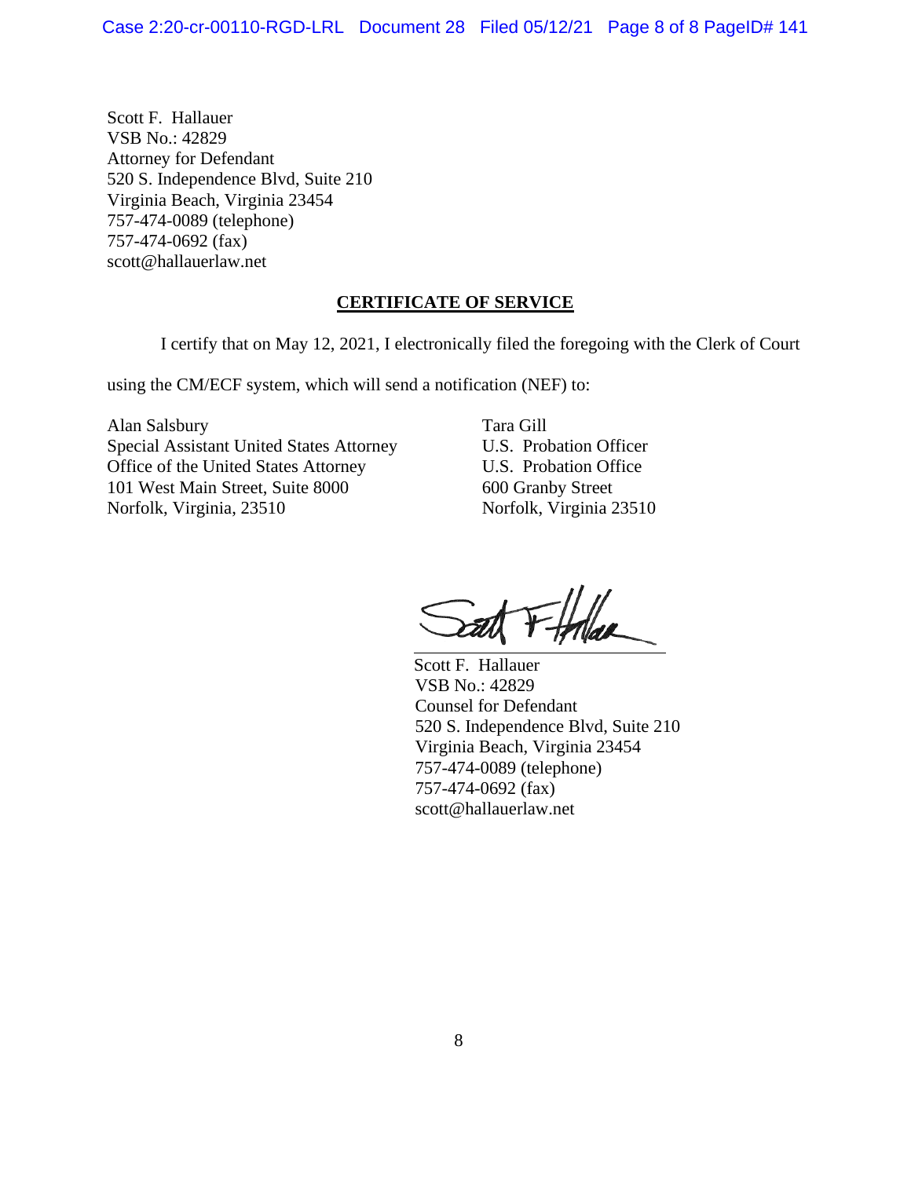Scott F. Hallauer
VSB No.: 42829
Attorney for Defendant
520 S. Independence Blvd, Suite 210
Virginia Beach, Virginia 23454
757-474-0089 (telephone)
757-474-0692 (fax)
scott@hallauerlaw.net

## CERTIFICATE OF SERVICE

I certify that on May 12, 2021, I electronically filed the foregoing with the Clerk of Court using the CM/ECF system, which will send a notification (NEF) to:

Alan Salsbury
Special Assistant United States Attorney
Office of the United States Attorney
101 West Main Street, Suite 8000
Norfolk, Virginia, 23510

Tara Gill
U.S. Probation Officer
U.S. Probation Office
600 Granby Street
Norfolk, Virginia 23510

Scott F. Hallauer
VSB No.: 42829
Counsel for Defendant
520 S. Independence Blvd, Suite 210
Virginia Beach, Virginia 23454
757-474-0089 (telephone)
757-474-0692 (fax)
scott@hallauerlaw.net